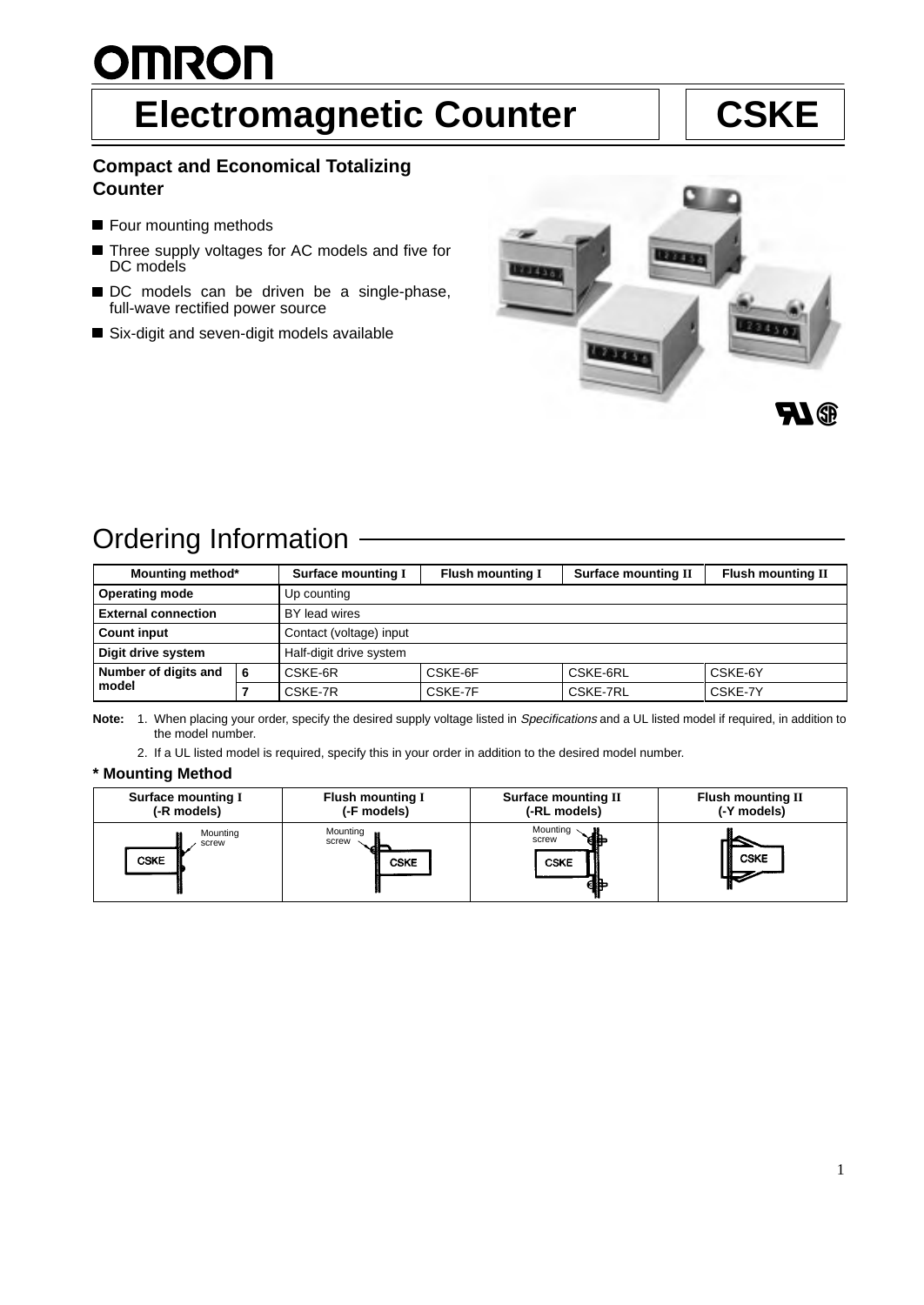# Electromagnetic Counter

# CSKE

### Compact and Economical Totalizing Counter

- Four mounting methods
- Three supply voltages for AC models and five for DC models
- DC models can be driven be a single-phase, full-wave rectified power source
- Six-digit and seven-digit models available

## Ordering Information

| Mounting method* | | Surface mounting I | Flush mounting I | Surface mounting II | Flush mounting II |
|---|---|---|---|---|---|
| Operating mode | | Up counting | | | |
| External connection | | BY lead wires | | | |
| Count input | | Contact (voltage) input | | | |
| Digit drive system | | Half-digit drive system | | | |
| Number of digits and model | 6 | CSKE-6R | CSKE-6F | CSKE-6RL | CSKE-6Y |
| | 7 | CSKE-7R | CSKE-7F | CSKE-7RL | CSKE-7Y |

**Note:** 1. When placing your order, specify the desired supply voltage listed in *Specifications* and a UL listed model if required, in addition to the model number.

2. If a UL listed model is required, specify this in your order in addition to the desired model number.

**\* Mounting Method**

| Surface mounting I (-R models) | Flush mounting I (-F models) | Surface mounting II (-RL models) | Flush mounting II (-Y models) |
|---|---|---|---|
| Mounting screw, CSKE | Mounting screw, CSKE | Mounting screw, CSKE | CSKE |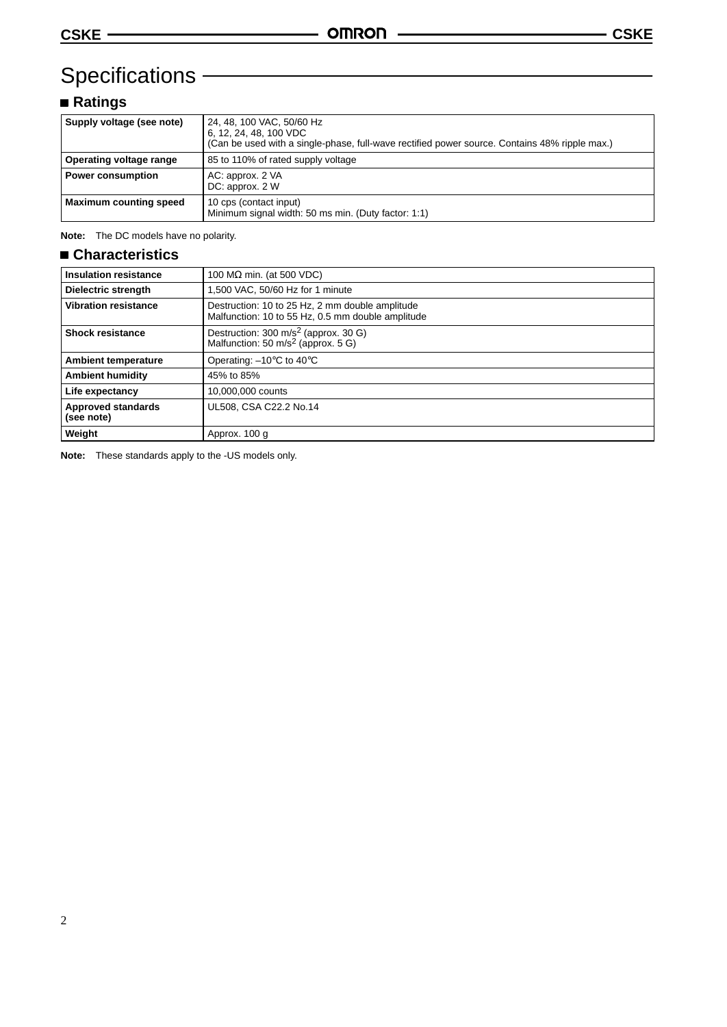# Specifications

## ■ Ratings

| | |
|---|---|
| **Supply voltage (see note)** | 24, 48, 100 VAC, 50/60 Hz<br>6, 12, 24, 48, 100 VDC<br>(Can be used with a single-phase, full-wave rectified power source. Contains 48% ripple max.) |
| **Operating voltage range** | 85 to 110% of rated supply voltage |
| **Power consumption** | AC: approx. 2 VA<br>DC: approx. 2 W |
| **Maximum counting speed** | 10 cps (contact input)<br>Minimum signal width: 50 ms min. (Duty factor: 1:1) |

**Note:** The DC models have no polarity.

## ■ Characteristics

| | |
|---|---|
| **Insulation resistance** | 100 MΩ min. (at 500 VDC) |
| **Dielectric strength** | 1,500 VAC, 50/60 Hz for 1 minute |
| **Vibration resistance** | Destruction: 10 to 25 Hz, 2 mm double amplitude<br>Malfunction: 10 to 55 Hz, 0.5 mm double amplitude |
| **Shock resistance** | Destruction: 300 $m/s^2$ (approx. 30 G)<br>Malfunction: 50 $m/s^2$ (approx. 5 G) |
| **Ambient temperature** | Operating: –10°C to 40°C |
| **Ambient humidity** | 45% to 85% |
| **Life expectancy** | 10,000,000 counts |
| **Approved standards (see note)** | UL508, CSA C22.2 No.14 |
| **Weight** | Approx. 100 g |

**Note:** These standards apply to the -US models only.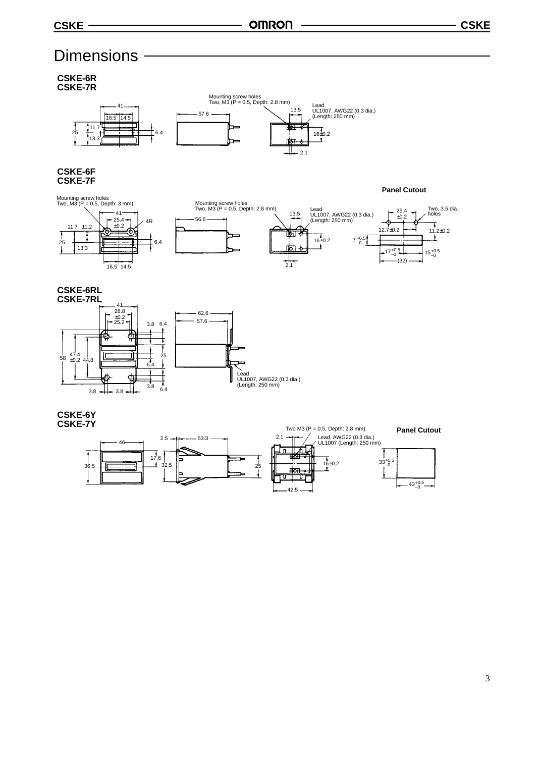# Dimensions

### CSKE-6R
### CSKE-7R

Mounting screw holes
Two, M3 (P = 0.5, Depth: 2.8 mm)

Lead
UL1007, AWG22 (0.3 dia.)
(Length: 250 mm)

41, 16.5, 14.5, 11.7, 25, 13.3, 6.4, 57.6, 13.5, 16±0.2, 2.1

### CSKE-6F
### CSKE-7F

Mounting screw holes
Two, M3 (P = 0.5, Depth: 3 mm)

Mounting screw holes
Two, M3 (P = 0.5, Depth: 2.8 mm)

Lead
UL1007, AWG22 (0.3 dia.)
(Length: 250 mm)

41, 25.4 ±0.2, 4R, 11.7, 11.2, 25, 13.3, 6.4, 16.5, 14.5, 56.6, 13.5, 16±0.2, 2.1

**Panel Cutout**

Two, 3.5 dia. holes

25.4 ±0.2, 12.7±0.2, 11.2±0.2, $7^{+0.5}_{-0}$, $17^{+0.5}_{-0}$, $15^{+0.5}_{-0}$, (32)

### CSKE-6RL
### CSKE-7RL

Lead
UL1007, AWG22 (0.3 dia.)
(Length: 250 mm)

41, 28.8 ±0.2, 25.2, 3.8, 6.4, 58, 47.4 ±0.2, 44.8, 25, 6.4, 3.8, 6.4, 3.8, 3.8, 62.6, 57.6

### CSKE-6Y
### CSKE-7Y

Two M3 (P = 0.5, Depth: 2.8 mm)

Lead, AWG22 (0.3 dia.)
UL1007 (Length: 250 mm)

46, 36.5, 2.5, 53.3, 17.6, 32.5, 25, 2.1, 16±0.2, 42.5

**Panel Cutout**

$33^{+0.5}_{-0}$, $43^{+0.5}_{-0}$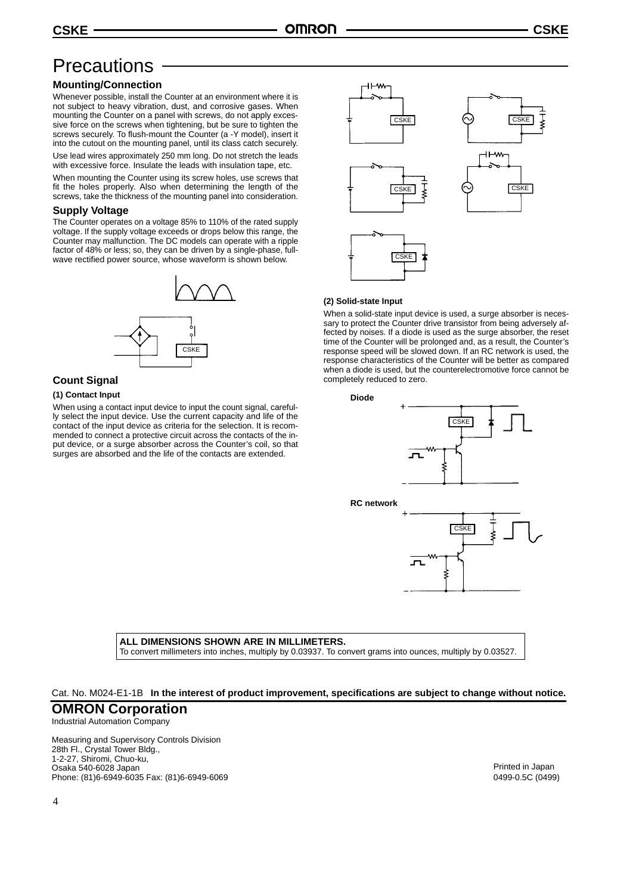# Precautions

## Mounting/Connection

Whenever possible, install the Counter at an environment where it is not subject to heavy vibration, dust, and corrosive gases. When mounting the Counter on a panel with screws, do not apply excessive force on the screws when tightening, but be sure to tighten the screws securely. To flush-mount the Counter (a -Y model), insert it into the cutout on the mounting panel, until its class catch securely.

Use lead wires approximately 250 mm long. Do not stretch the leads with excessive force. Insulate the leads with insulation tape, etc.

When mounting the Counter using its screw holes, use screws that fit the holes properly. Also when determining the length of the screws, take the thickness of the mounting panel into consideration.

## Supply Voltage

The Counter operates on a voltage 85% to 110% of the rated supply voltage. If the supply voltage exceeds or drops below this range, the Counter may malfunction. The DC models can operate with a ripple factor of 48% or less; so, they can be driven by a single-phase, full-wave rectified power source, whose waveform is shown below.

CSKE

## Count Signal

### (1) Contact Input

When using a contact input device to input the count signal, carefully select the input device. Use the current capacity and life of the contact of the input device as criteria for the selection. It is recommended to connect a protective circuit across the contacts of the input device, or a surge absorber across the Counter's coil, so that surges are absorbed and the life of the contacts are extended.

CSKE

CSKE

CSKE

CSKE

CSKE

### (2) Solid-state Input

When a solid-state input device is used, a surge absorber is necessary to protect the Counter drive transistor from being adversely affected by noises. If a diode is used as the surge absorber, the reset time of the Counter will be prolonged and, as a result, the Counter's response speed will be slowed down. If an RC network is used, the response characteristics of the Counter will be better as compared when a diode is used, but the counterelectromotive force cannot be completely reduced to zero.

**Diode**

+

CSKE

−

**RC network**

+

CSKE

−

**ALL DIMENSIONS SHOWN ARE IN MILLIMETERS.**
To convert millimeters into inches, multiply by 0.03937. To convert grams into ounces, multiply by 0.03527.

Cat. No. M024-E1-1B **In the interest of product improvement, specifications are subject to change without notice.**

**OMRON Corporation**
Industrial Automation Company

Measuring and Supervisory Controls Division
28th Fl., Crystal Tower Bldg.,
1-2-27, Shiromi, Chuo-ku,
Osaka 540-6028 Japan
Phone: (81)6-6949-6035 Fax: (81)6-6949-6069

Printed in Japan
0499-0.5C (0499)